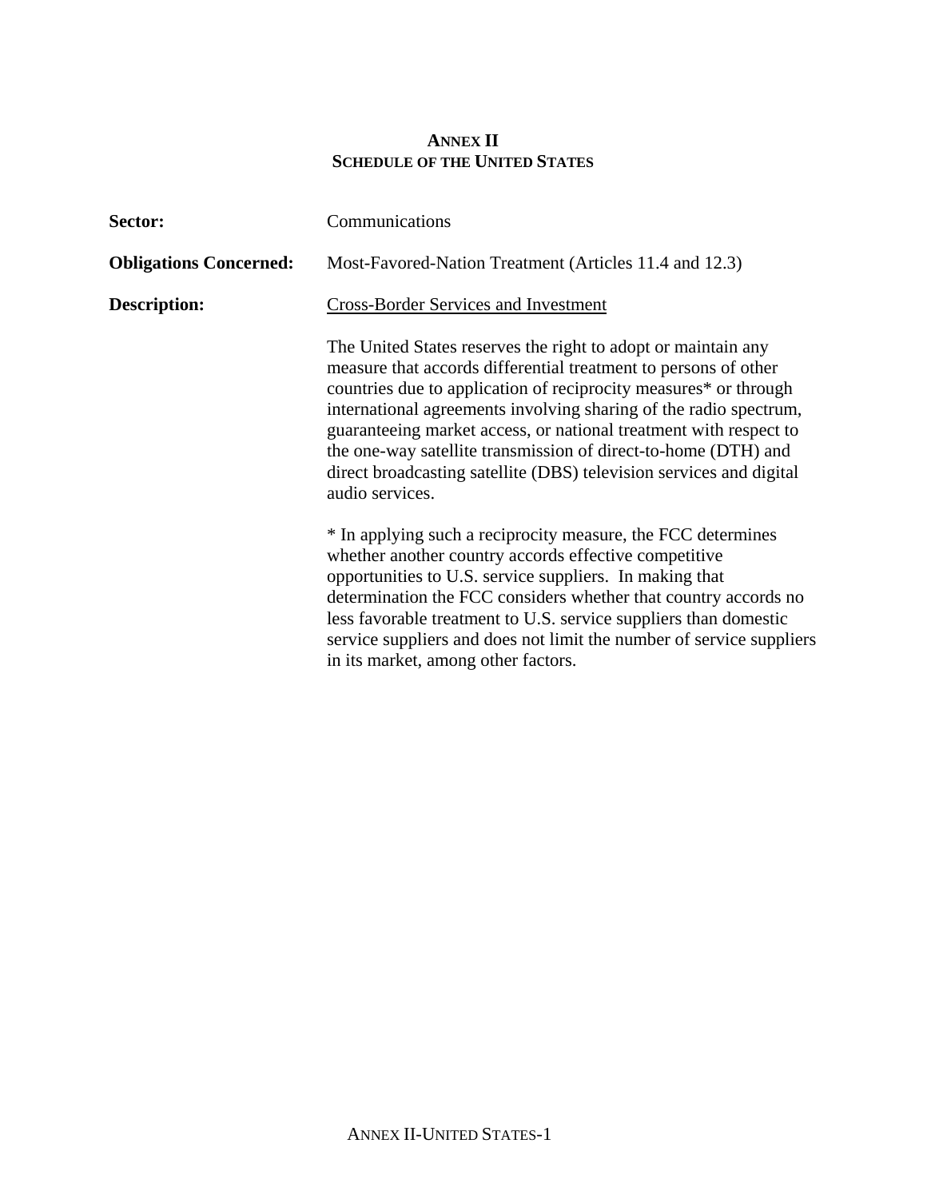# ANNEX II
## SCHEDULE OF THE UNITED STATES

**Sector:** Communications

**Obligations Concerned:** Most-Favored-Nation Treatment (Articles 11.4 and 12.3)

**Description:** Cross-Border Services and Investment

The United States reserves the right to adopt or maintain any measure that accords differential treatment to persons of other countries due to application of reciprocity measures* or through international agreements involving sharing of the radio spectrum, guaranteeing market access, or national treatment with respect to the one-way satellite transmission of direct-to-home (DTH) and direct broadcasting satellite (DBS) television services and digital audio services.

* In applying such a reciprocity measure, the FCC determines whether another country accords effective competitive opportunities to U.S. service suppliers. In making that determination the FCC considers whether that country accords no less favorable treatment to U.S. service suppliers than domestic service suppliers and does not limit the number of service suppliers in its market, among other factors.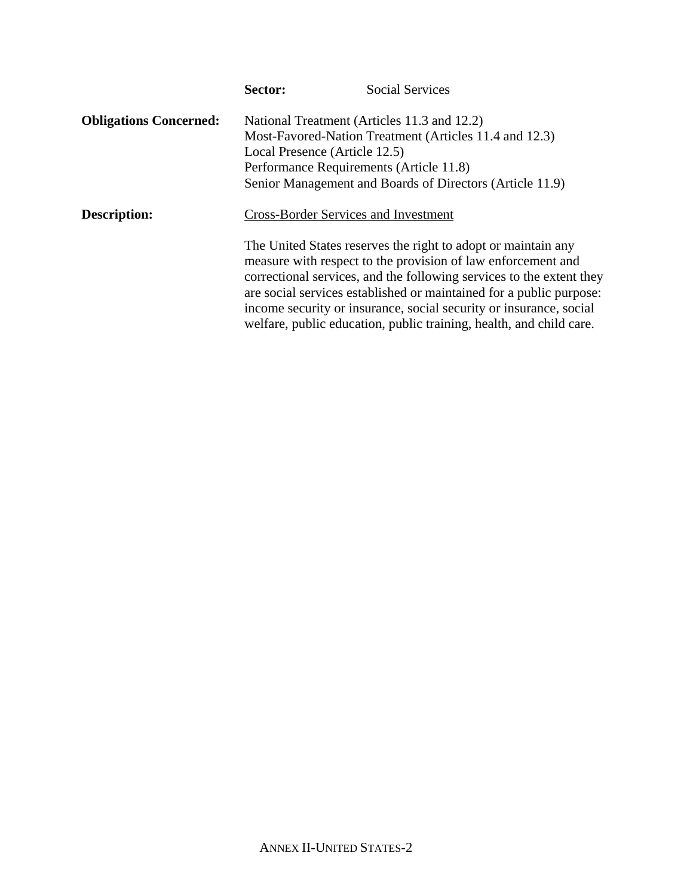**Sector:** Social Services

**Obligations Concerned:** National Treatment (Articles 11.3 and 12.2)
Most-Favored-Nation Treatment (Articles 11.4 and 12.3)
Local Presence (Article 12.5)
Performance Requirements (Article 11.8)
Senior Management and Boards of Directors (Article 11.9)

**Description:** Cross-Border Services and Investment

The United States reserves the right to adopt or maintain any measure with respect to the provision of law enforcement and correctional services, and the following services to the extent they are social services established or maintained for a public purpose: income security or insurance, social security or insurance, social welfare, public education, public training, health, and child care.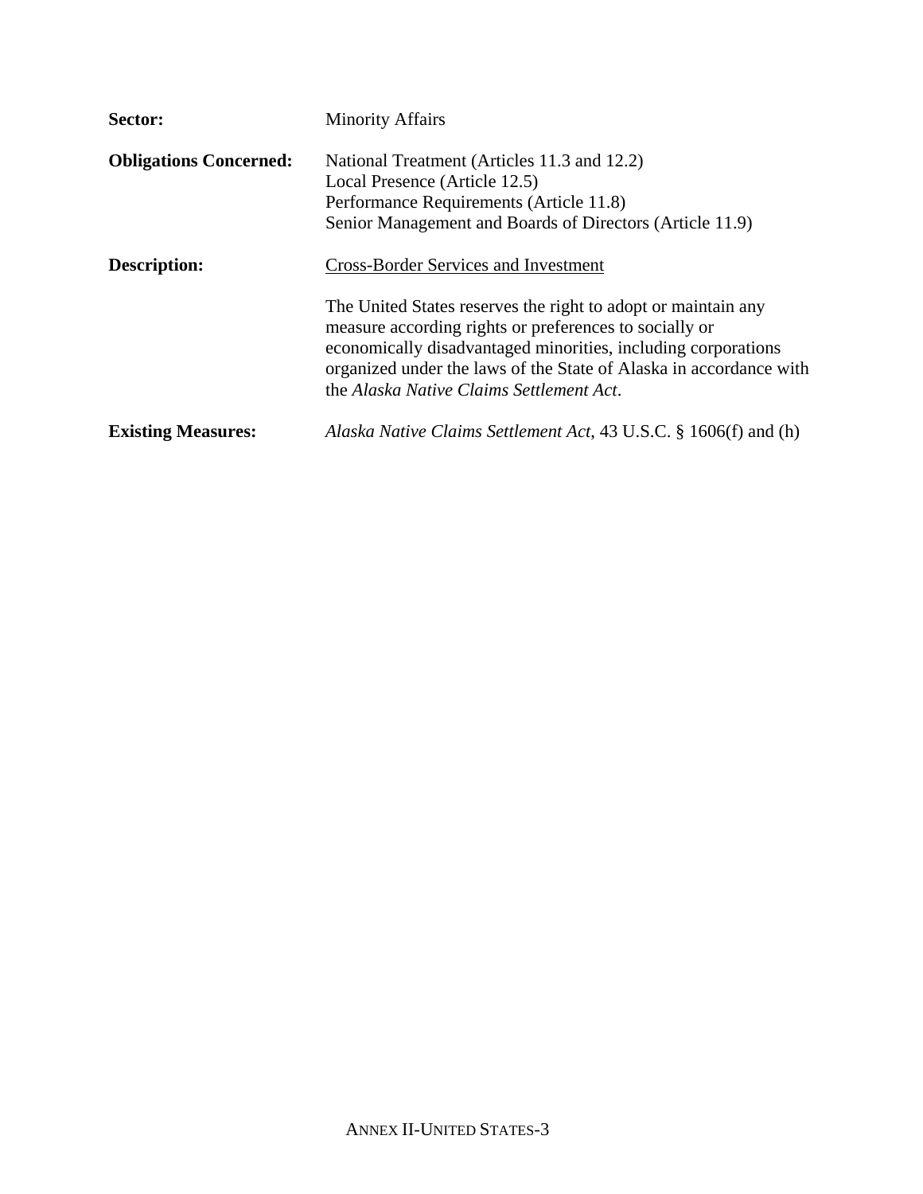**Sector:** Minority Affairs

**Obligations Concerned:** National Treatment (Articles 11.3 and 12.2)
Local Presence (Article 12.5)
Performance Requirements (Article 11.8)
Senior Management and Boards of Directors (Article 11.9)

**Description:** Cross-Border Services and Investment

The United States reserves the right to adopt or maintain any measure according rights or preferences to socially or economically disadvantaged minorities, including corporations organized under the laws of the State of Alaska in accordance with the *Alaska Native Claims Settlement Act*.

**Existing Measures:** *Alaska Native Claims Settlement Act*, 43 U.S.C. § 1606(f) and (h)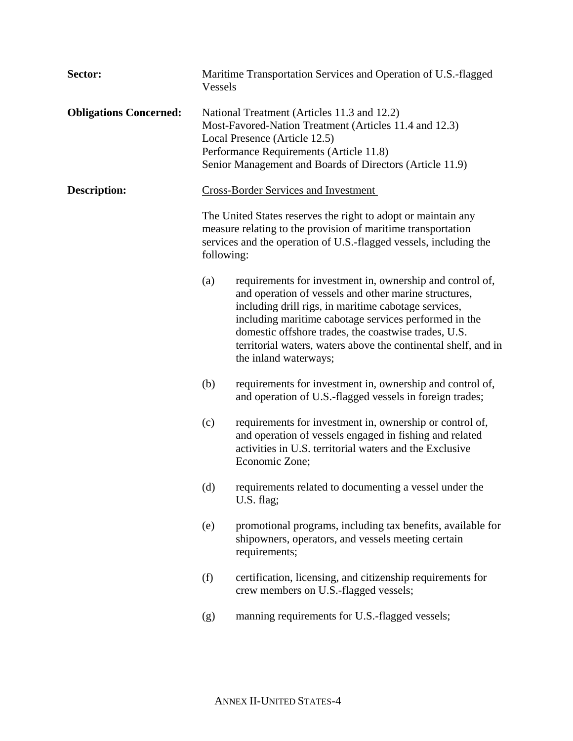**Sector:** Maritime Transportation Services and Operation of U.S.-flagged Vessels

**Obligations Concerned:** National Treatment (Articles 11.3 and 12.2)
Most-Favored-Nation Treatment (Articles 11.4 and 12.3)
Local Presence (Article 12.5)
Performance Requirements (Article 11.8)
Senior Management and Boards of Directors (Article 11.9)

**Description:** Cross-Border Services and Investment

The United States reserves the right to adopt or maintain any measure relating to the provision of maritime transportation services and the operation of U.S.-flagged vessels, including the following:

(a) requirements for investment in, ownership and control of, and operation of vessels and other marine structures, including drill rigs, in maritime cabotage services, including maritime cabotage services performed in the domestic offshore trades, the coastwise trades, U.S. territorial waters, waters above the continental shelf, and in the inland waterways;

(b) requirements for investment in, ownership and control of, and operation of U.S.-flagged vessels in foreign trades;

(c) requirements for investment in, ownership or control of, and operation of vessels engaged in fishing and related activities in U.S. territorial waters and the Exclusive Economic Zone;

(d) requirements related to documenting a vessel under the U.S. flag;

(e) promotional programs, including tax benefits, available for shipowners, operators, and vessels meeting certain requirements;

(f) certification, licensing, and citizenship requirements for crew members on U.S.-flagged vessels;

(g) manning requirements for U.S.-flagged vessels;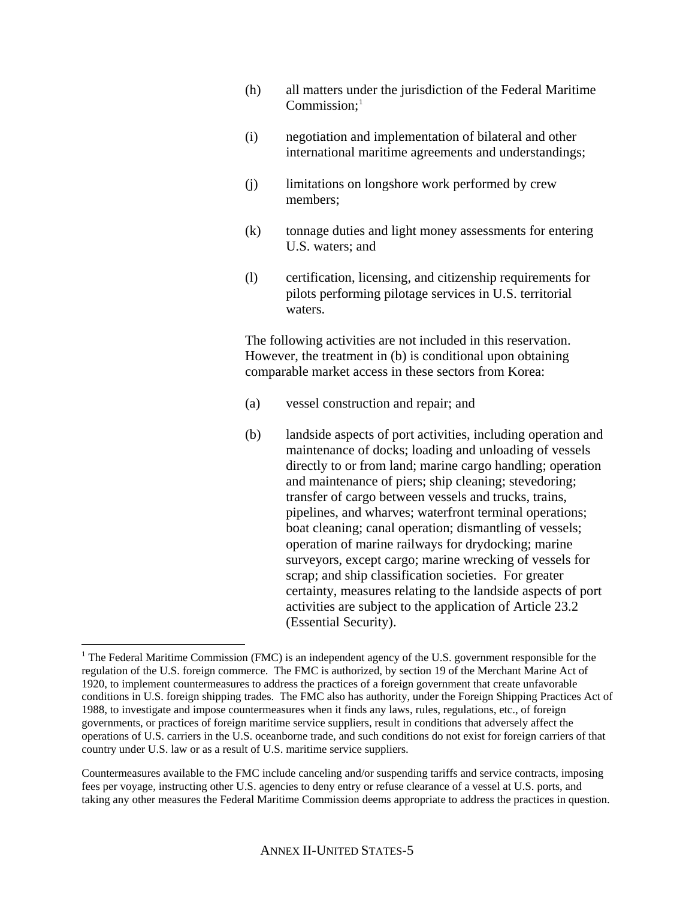(h) all matters under the jurisdiction of the Federal Maritime Commission;[1]

(i) negotiation and implementation of bilateral and other international maritime agreements and understandings;

(j) limitations on longshore work performed by crew members;

(k) tonnage duties and light money assessments for entering U.S. waters; and

(l) certification, licensing, and citizenship requirements for pilots performing pilotage services in U.S. territorial waters.

The following activities are not included in this reservation. However, the treatment in (b) is conditional upon obtaining comparable market access in these sectors from Korea:

(a) vessel construction and repair; and

(b) landside aspects of port activities, including operation and maintenance of docks; loading and unloading of vessels directly to or from land; marine cargo handling; operation and maintenance of piers; ship cleaning; stevedoring; transfer of cargo between vessels and trucks, trains, pipelines, and wharves; waterfront terminal operations; boat cleaning; canal operation; dismantling of vessels; operation of marine railways for drydocking; marine surveyors, except cargo; marine wrecking of vessels for scrap; and ship classification societies. For greater certainty, measures relating to the landside aspects of port activities are subject to the application of Article 23.2 (Essential Security).

---

[1] The Federal Maritime Commission (FMC) is an independent agency of the U.S. government responsible for the regulation of the U.S. foreign commerce. The FMC is authorized, by section 19 of the Merchant Marine Act of 1920, to implement countermeasures to address the practices of a foreign government that create unfavorable conditions in U.S. foreign shipping trades. The FMC also has authority, under the Foreign Shipping Practices Act of 1988, to investigate and impose countermeasures when it finds any laws, rules, regulations, etc., of foreign governments, or practices of foreign maritime service suppliers, result in conditions that adversely affect the operations of U.S. carriers in the U.S. oceanborne trade, and such conditions do not exist for foreign carriers of that country under U.S. law or as a result of U.S. maritime service suppliers.

Countermeasures available to the FMC include canceling and/or suspending tariffs and service contracts, imposing fees per voyage, instructing other U.S. agencies to deny entry or refuse clearance of a vessel at U.S. ports, and taking any other measures the Federal Maritime Commission deems appropriate to address the practices in question.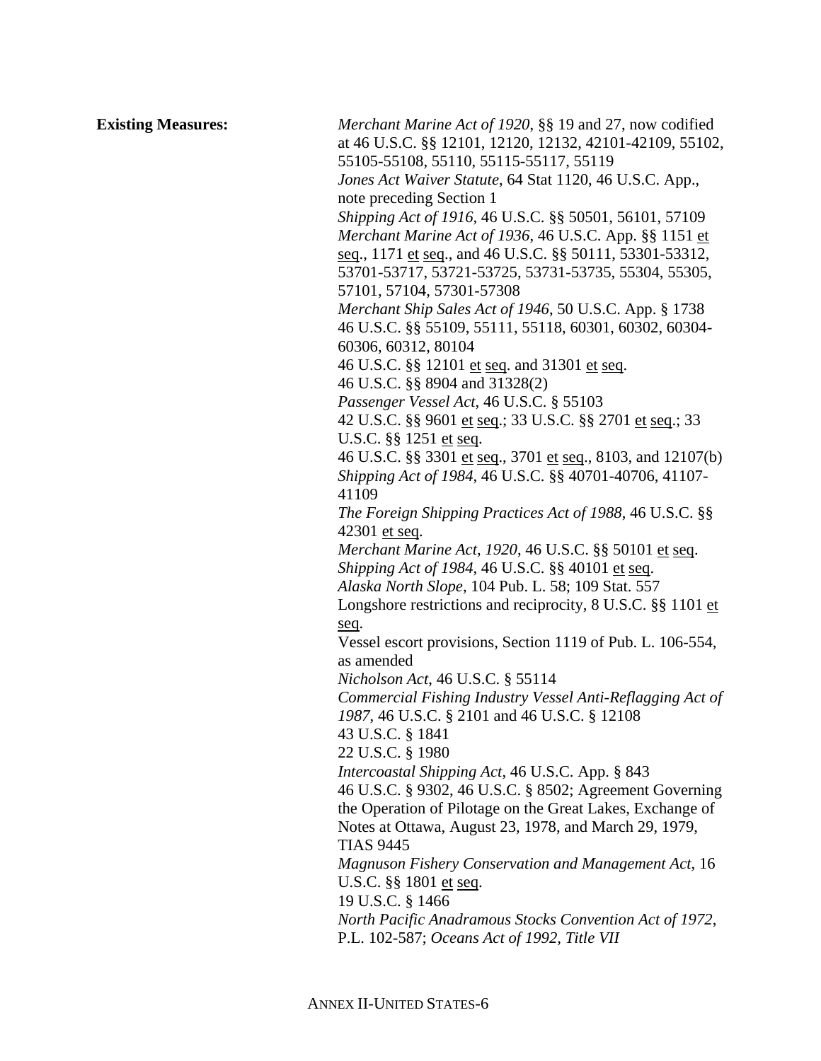**Existing Measures:**

*Merchant Marine Act of 1920*, §§ 19 and 27, now codified at 46 U.S.C. §§ 12101, 12120, 12132, 42101-42109, 55102, 55105-55108, 55110, 55115-55117, 55119

*Jones Act Waiver Statute*, 64 Stat 1120, 46 U.S.C. App., note preceding Section 1

*Shipping Act of 1916*, 46 U.S.C. §§ 50501, 56101, 57109

*Merchant Marine Act of 1936*, 46 U.S.C. App. §§ 1151 et seq., 1171 et seq., and 46 U.S.C. §§ 50111, 53301-53312, 53701-53717, 53721-53725, 53731-53735, 55304, 55305, 57101, 57104, 57301-57308

*Merchant Ship Sales Act of 1946*, 50 U.S.C. App. § 1738

46 U.S.C. §§ 55109, 55111, 55118, 60301, 60302, 60304-60306, 60312, 80104

46 U.S.C. §§ 12101 et seq. and 31301 et seq.

46 U.S.C. §§ 8904 and 31328(2)

*Passenger Vessel Act*, 46 U.S.C. § 55103

42 U.S.C. §§ 9601 et seq.; 33 U.S.C. §§ 2701 et seq.; 33 U.S.C. §§ 1251 et seq.

46 U.S.C. §§ 3301 et seq., 3701 et seq., 8103, and 12107(b)

*Shipping Act of 1984*, 46 U.S.C. §§ 40701-40706, 41107-41109

*The Foreign Shipping Practices Act of 1988*, 46 U.S.C. §§ 42301 et seq.

*Merchant Marine Act, 1920*, 46 U.S.C. §§ 50101 et seq.

*Shipping Act of 1984*, 46 U.S.C. §§ 40101 et seq.

*Alaska North Slope*, 104 Pub. L. 58; 109 Stat. 557

Longshore restrictions and reciprocity, 8 U.S.C. §§ 1101 et seq.

Vessel escort provisions, Section 1119 of Pub. L. 106-554, as amended

*Nicholson Act*, 46 U.S.C. § 55114

*Commercial Fishing Industry Vessel Anti-Reflagging Act of 1987*, 46 U.S.C. § 2101 and 46 U.S.C. § 12108

43 U.S.C. § 1841

22 U.S.C. § 1980

*Intercoastal Shipping Act*, 46 U.S.C. App. § 843

46 U.S.C. § 9302, 46 U.S.C. § 8502; Agreement Governing the Operation of Pilotage on the Great Lakes, Exchange of Notes at Ottawa, August 23, 1978, and March 29, 1979, TIAS 9445

*Magnuson Fishery Conservation and Management Act*, 16 U.S.C. §§ 1801 et seq.

19 U.S.C. § 1466

*North Pacific Anadramous Stocks Convention Act of 1972*, P.L. 102-587; *Oceans Act of 1992, Title VII*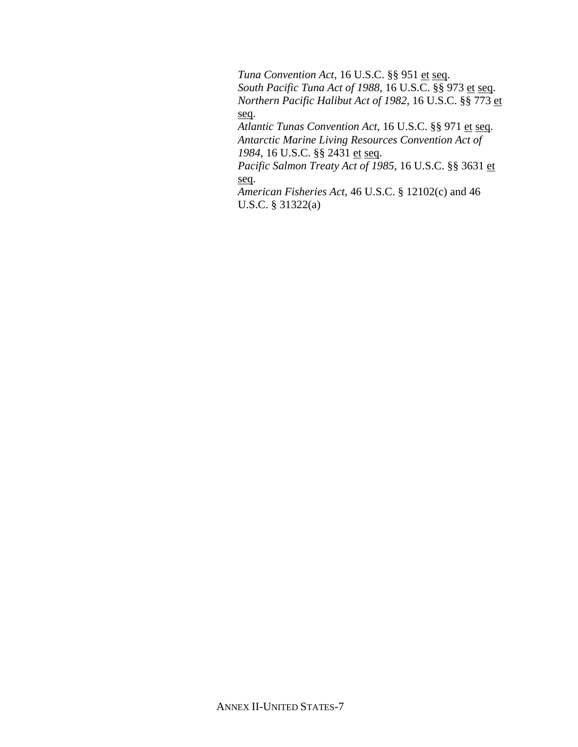*Tuna Convention Act*, 16 U.S.C. §§ 951 et seq.
*South Pacific Tuna Act of 1988*, 16 U.S.C. §§ 973 et seq.
*Northern Pacific Halibut Act of 1982*, 16 U.S.C. §§ 773 et seq.
*Atlantic Tunas Convention Act*, 16 U.S.C. §§ 971 et seq.
*Antarctic Marine Living Resources Convention Act of 1984*, 16 U.S.C. §§ 2431 et seq.
*Pacific Salmon Treaty Act of 1985*, 16 U.S.C. §§ 3631 et seq.
*American Fisheries Act*, 46 U.S.C. § 12102(c) and 46 U.S.C. § 31322(a)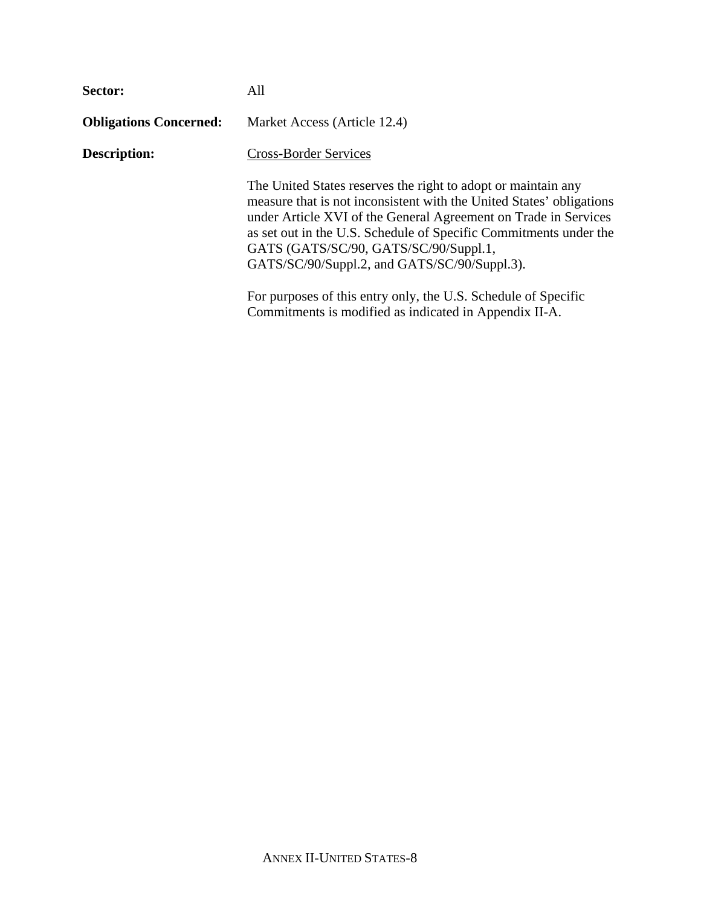**Sector:** All

**Obligations Concerned:** Market Access (Article 12.4)

**Description:** Cross-Border Services

The United States reserves the right to adopt or maintain any measure that is not inconsistent with the United States' obligations under Article XVI of the General Agreement on Trade in Services as set out in the U.S. Schedule of Specific Commitments under the GATS (GATS/SC/90, GATS/SC/90/Suppl.1, GATS/SC/90/Suppl.2, and GATS/SC/90/Suppl.3).

For purposes of this entry only, the U.S. Schedule of Specific Commitments is modified as indicated in Appendix II-A.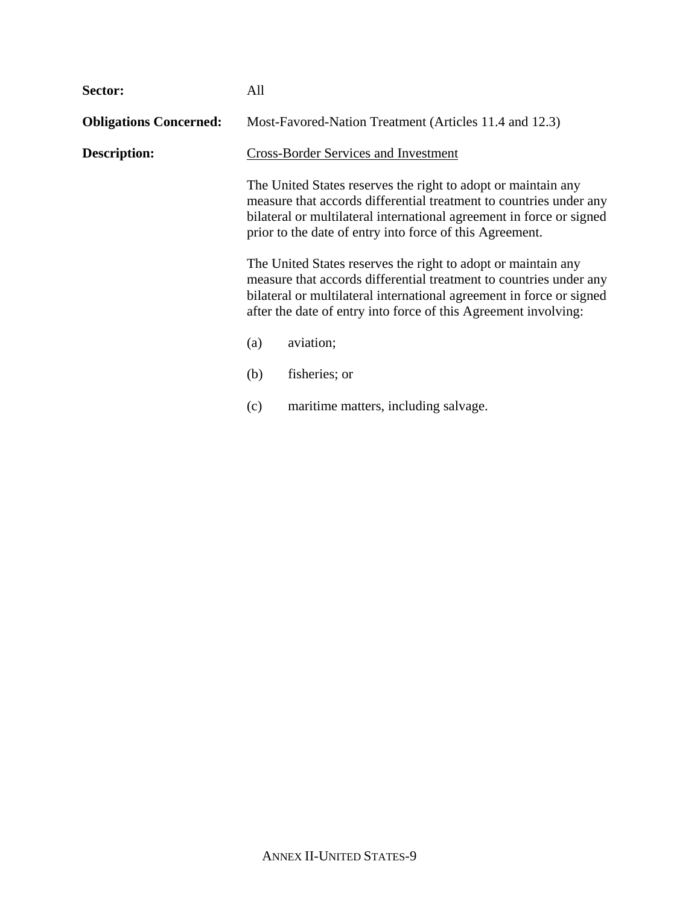**Sector:** All

**Obligations Concerned:** Most-Favored-Nation Treatment (Articles 11.4 and 12.3)

**Description:** <u>Cross-Border Services and Investment</u>

The United States reserves the right to adopt or maintain any measure that accords differential treatment to countries under any bilateral or multilateral international agreement in force or signed prior to the date of entry into force of this Agreement.

The United States reserves the right to adopt or maintain any measure that accords differential treatment to countries under any bilateral or multilateral international agreement in force or signed after the date of entry into force of this Agreement involving:

(a) aviation;

(b) fisheries; or

(c) maritime matters, including salvage.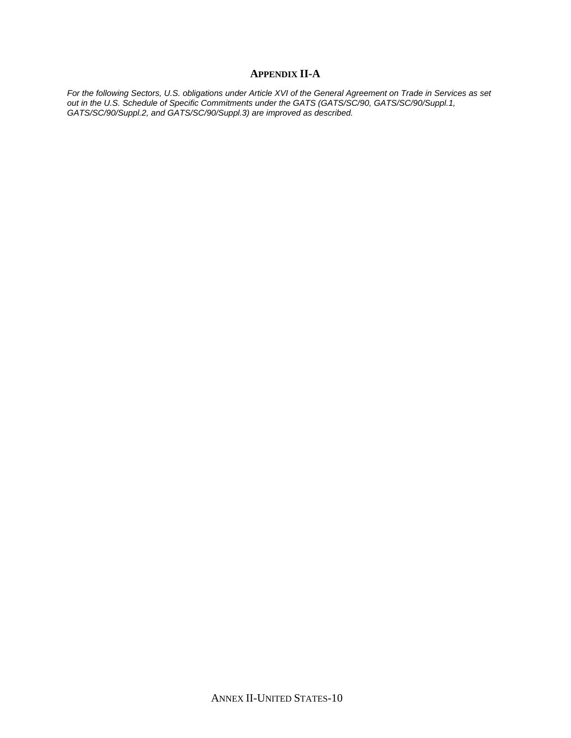# APPENDIX II-A

*For the following Sectors, U.S. obligations under Article XVI of the General Agreement on Trade in Services as set out in the U.S. Schedule of Specific Commitments under the GATS (GATS/SC/90, GATS/SC/90/Suppl.1, GATS/SC/90/Suppl.2, and GATS/SC/90/Suppl.3) are improved as described.*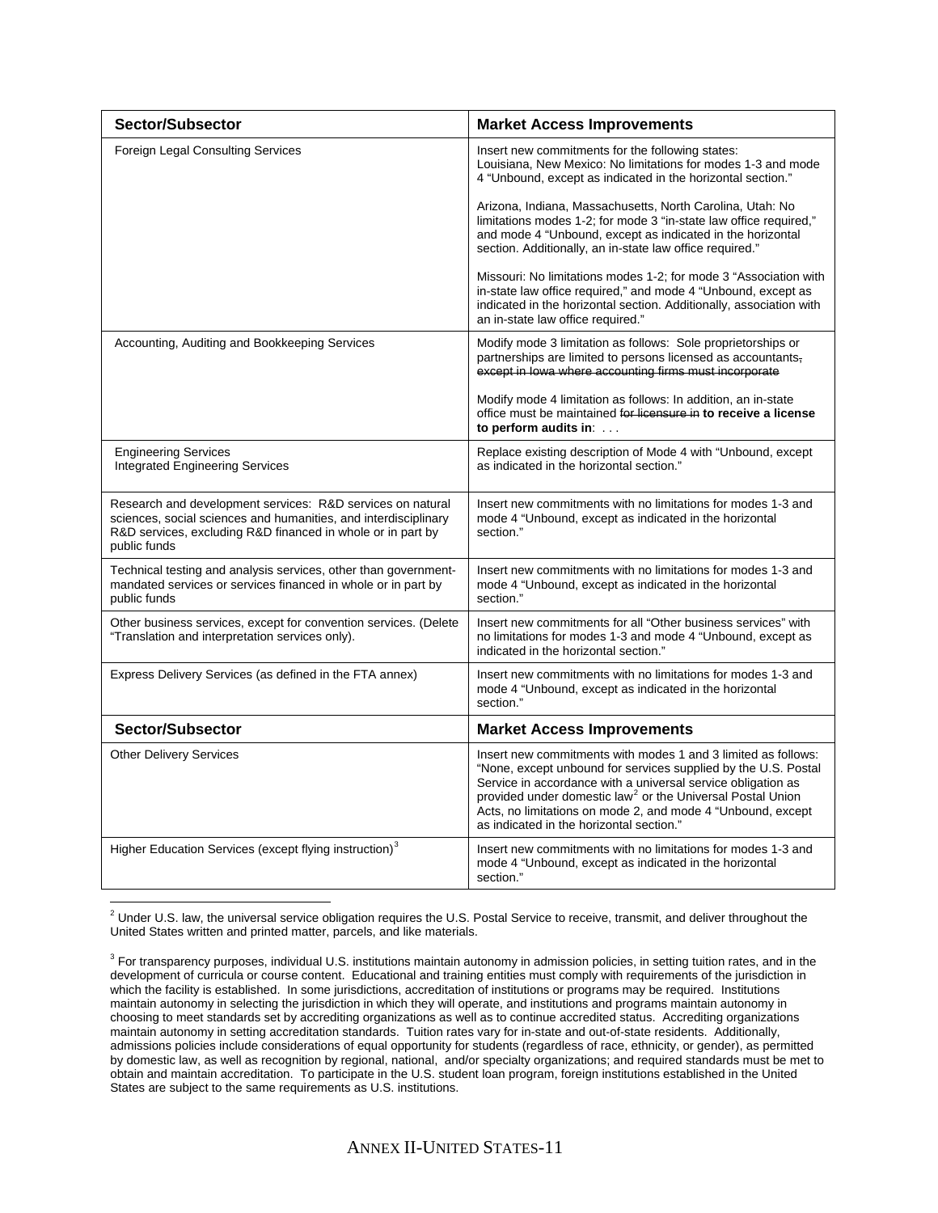| Sector/Subsector | Market Access Improvements |
|---|---|
| Foreign Legal Consulting Services | Insert new commitments for the following states:<br>Louisiana, New Mexico: No limitations for modes 1-3 and mode 4 "Unbound, except as indicated in the horizontal section."<br><br>Arizona, Indiana, Massachusetts, North Carolina, Utah: No limitations modes 1-2; for mode 3 "in-state law office required," and mode 4 "Unbound, except as indicated in the horizontal section. Additionally, an in-state law office required."<br><br>Missouri: No limitations modes 1-2; for mode 3 "Association with in-state law office required," and mode 4 "Unbound, except as indicated in the horizontal section. Additionally, association with an in-state law office required." |
| Accounting, Auditing and Bookkeeping Services | Modify mode 3 limitation as follows: Sole proprietorships or partnerships are limited to persons licensed as accountants~~, except in Iowa where accounting firms must incorporate~~<br><br>Modify mode 4 limitation as follows: In addition, an in-state office must be maintained ~~for licensure in~~ **to receive a license to perform audits in**: . . . |
| Engineering Services<br>Integrated Engineering Services | Replace existing description of Mode 4 with "Unbound, except as indicated in the horizontal section." |
| Research and development services: R&D services on natural sciences, social sciences and humanities, and interdisciplinary R&D services, excluding R&D financed in whole or in part by public funds | Insert new commitments with no limitations for modes 1-3 and mode 4 "Unbound, except as indicated in the horizontal section." |
| Technical testing and analysis services, other than government-mandated services or services financed in whole or in part by public funds | Insert new commitments with no limitations for modes 1-3 and mode 4 "Unbound, except as indicated in the horizontal section." |
| Other business services, except for convention services. (Delete "Translation and interpretation services only). | Insert new commitments for all "Other business services" with no limitations for modes 1-3 and mode 4 "Unbound, except as indicated in the horizontal section." |
| Express Delivery Services (as defined in the FTA annex) | Insert new commitments with no limitations for modes 1-3 and mode 4 "Unbound, except as indicated in the horizontal section." |
| **Sector/Subsector** | **Market Access Improvements** |
| Other Delivery Services | Insert new commitments with modes 1 and 3 limited as follows: "None, except unbound for services supplied by the U.S. Postal Service in accordance with a universal service obligation as provided under domestic law[2] or the Universal Postal Union Acts, no limitations on mode 2, and mode 4 "Unbound, except as indicated in the horizontal section." |
| Higher Education Services (except flying instruction)[3] | Insert new commitments with no limitations for modes 1-3 and mode 4 "Unbound, except as indicated in the horizontal section." |

[2] Under U.S. law, the universal service obligation requires the U.S. Postal Service to receive, transmit, and deliver throughout the United States written and printed matter, parcels, and like materials.

[3] For transparency purposes, individual U.S. institutions maintain autonomy in admission policies, in setting tuition rates, and in the development of curricula or course content. Educational and training entities must comply with requirements of the jurisdiction in which the facility is established. In some jurisdictions, accreditation of institutions or programs may be required. Institutions maintain autonomy in selecting the jurisdiction in which they will operate, and institutions and programs maintain autonomy in choosing to meet standards set by accrediting organizations as well as to continue accredited status. Accrediting organizations maintain autonomy in setting accreditation standards. Tuition rates vary for in-state and out-of-state residents. Additionally, admissions policies include considerations of equal opportunity for students (regardless of race, ethnicity, or gender), as permitted by domestic law, as well as recognition by regional, national, and/or specialty organizations; and required standards must be met to obtain and maintain accreditation. To participate in the U.S. student loan program, foreign institutions established in the United States are subject to the same requirements as U.S. institutions.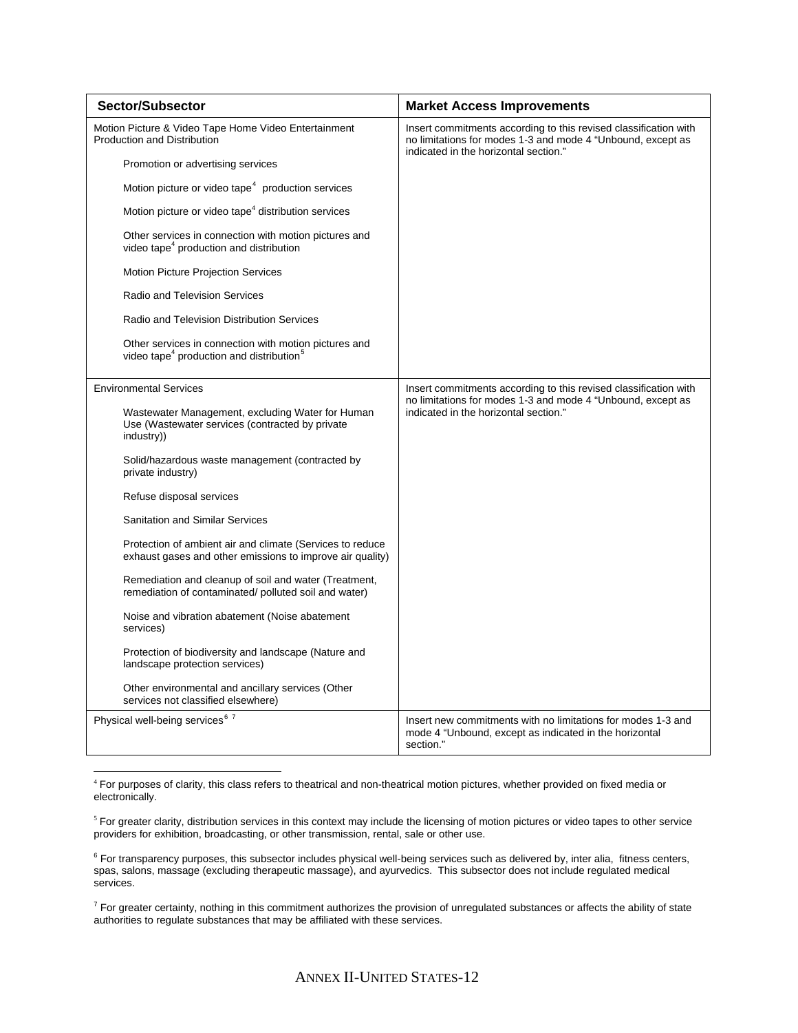| Sector/Subsector | Market Access Improvements |
| --- | --- |
| Motion Picture & Video Tape Home Video Entertainment Production and Distribution<br><br>Promotion or advertising services<br><br>Motion picture or video tape[4] production services<br><br>Motion picture or video tape[4] distribution services<br><br>Other services in connection with motion pictures and video tape[4] production and distribution<br><br>Motion Picture Projection Services<br><br>Radio and Television Services<br><br>Radio and Television Distribution Services<br><br>Other services in connection with motion pictures and video tape[4] production and distribution[5] | Insert commitments according to this revised classification with no limitations for modes 1-3 and mode 4 "Unbound, except as indicated in the horizontal section." |
| Environmental Services<br><br>Wastewater Management, excluding Water for Human Use (Wastewater services (contracted by private industry))<br><br>Solid/hazardous waste management (contracted by private industry)<br><br>Refuse disposal services<br><br>Sanitation and Similar Services<br><br>Protection of ambient air and climate (Services to reduce exhaust gases and other emissions to improve air quality)<br><br>Remediation and cleanup of soil and water (Treatment, remediation of contaminated/ polluted soil and water)<br><br>Noise and vibration abatement (Noise abatement services)<br><br>Protection of biodiversity and landscape (Nature and landscape protection services)<br><br>Other environmental and ancillary services (Other services not classified elsewhere) | Insert commitments according to this revised classification with no limitations for modes 1-3 and mode 4 "Unbound, except as indicated in the horizontal section." |
| Physical well-being services[6] [7] | Insert new commitments with no limitations for modes 1-3 and mode 4 "Unbound, except as indicated in the horizontal section." |

[4] For purposes of clarity, this class refers to theatrical and non-theatrical motion pictures, whether provided on fixed media or electronically.

[5] For greater clarity, distribution services in this context may include the licensing of motion pictures or video tapes to other service providers for exhibition, broadcasting, or other transmission, rental, sale or other use.

[6] For transparency purposes, this subsector includes physical well-being services such as delivered by, inter alia, fitness centers, spas, salons, massage (excluding therapeutic massage), and ayurvedics. This subsector does not include regulated medical services.

[7] For greater certainty, nothing in this commitment authorizes the provision of unregulated substances or affects the ability of state authorities to regulate substances that may be affiliated with these services.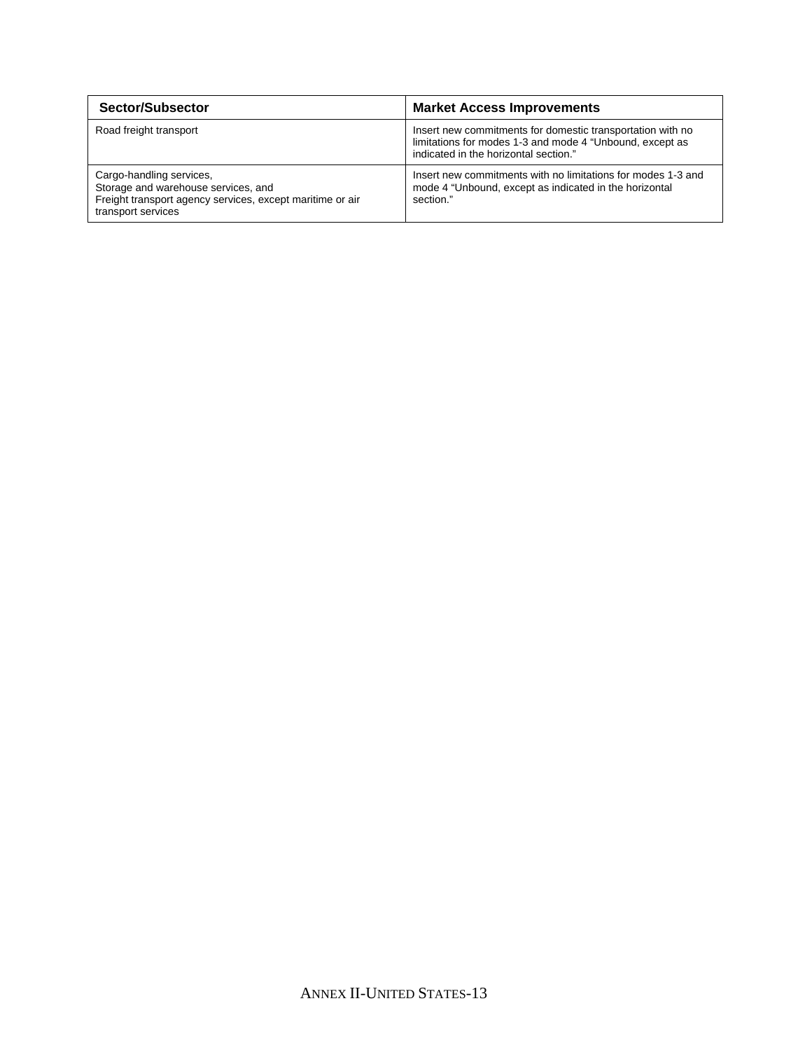| Sector/Subsector | Market Access Improvements |
|---|---|
| Road freight transport | Insert new commitments for domestic transportation with no limitations for modes 1-3 and mode 4 "Unbound, except as indicated in the horizontal section." |
| Cargo-handling services,<br>Storage and warehouse services, and<br>Freight transport agency services, except maritime or air transport services | Insert new commitments with no limitations for modes 1-3 and mode 4 "Unbound, except as indicated in the horizontal section." |